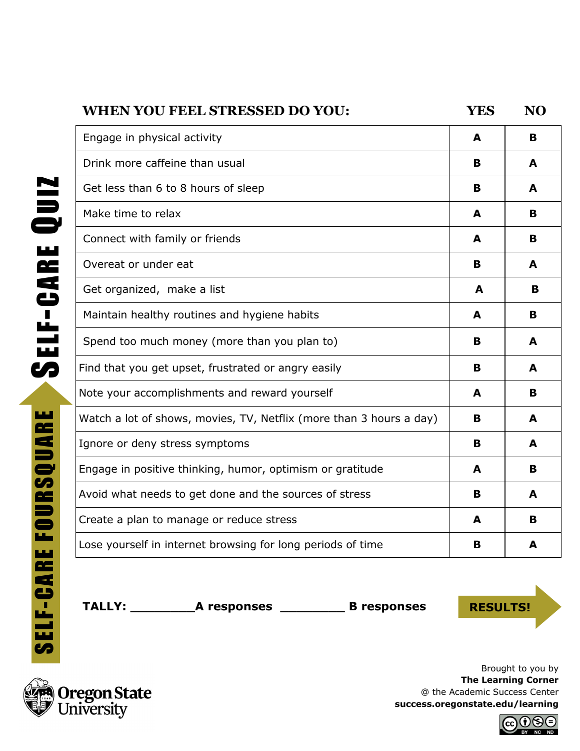# SELF-CARE QUIZ

## SELF-CARE FOURSQUARE

| WHEN YOU FEEL STRESSED DO YOU: | YES | NO |
| --- | --- | --- |
| Engage in physical activity | **A** | **B** |
| Drink more caffeine than usual | **B** | **A** |
| Get less than 6 to 8 hours of sleep | **B** | **A** |
| Make time to relax | **A** | **B** |
| Connect with family or friends | **A** | **B** |
| Overeat or under eat | **B** | **A** |
| Get organized, make a list | **A** | **B** |
| Maintain healthy routines and hygiene habits | **A** | **B** |
| Spend too much money (more than you plan to) | **B** | **A** |
| Find that you get upset, frustrated or angry easily | **B** | **A** |
| Note your accomplishments and reward yourself | **A** | **B** |
| Watch a lot of shows, movies, TV, Netflix (more than 3 hours a day) | **B** | **A** |
| Ignore or deny stress symptoms | **B** | **A** |
| Engage in positive thinking, humor, optimism or gratitude | **A** | **B** |
| Avoid what needs to get done and the sources of stress | **B** | **A** |
| Create a plan to manage or reduce stress | **A** | **B** |
| Lose yourself in internet browsing for long periods of time | **B** | **A** |

**TALLY: _________A responses _________ B responses**

**RESULTS!**

Oregon State University

Brought to you by
**The Learning Corner**
@ the Academic Success Center
**success.oregonstate.edu/learning**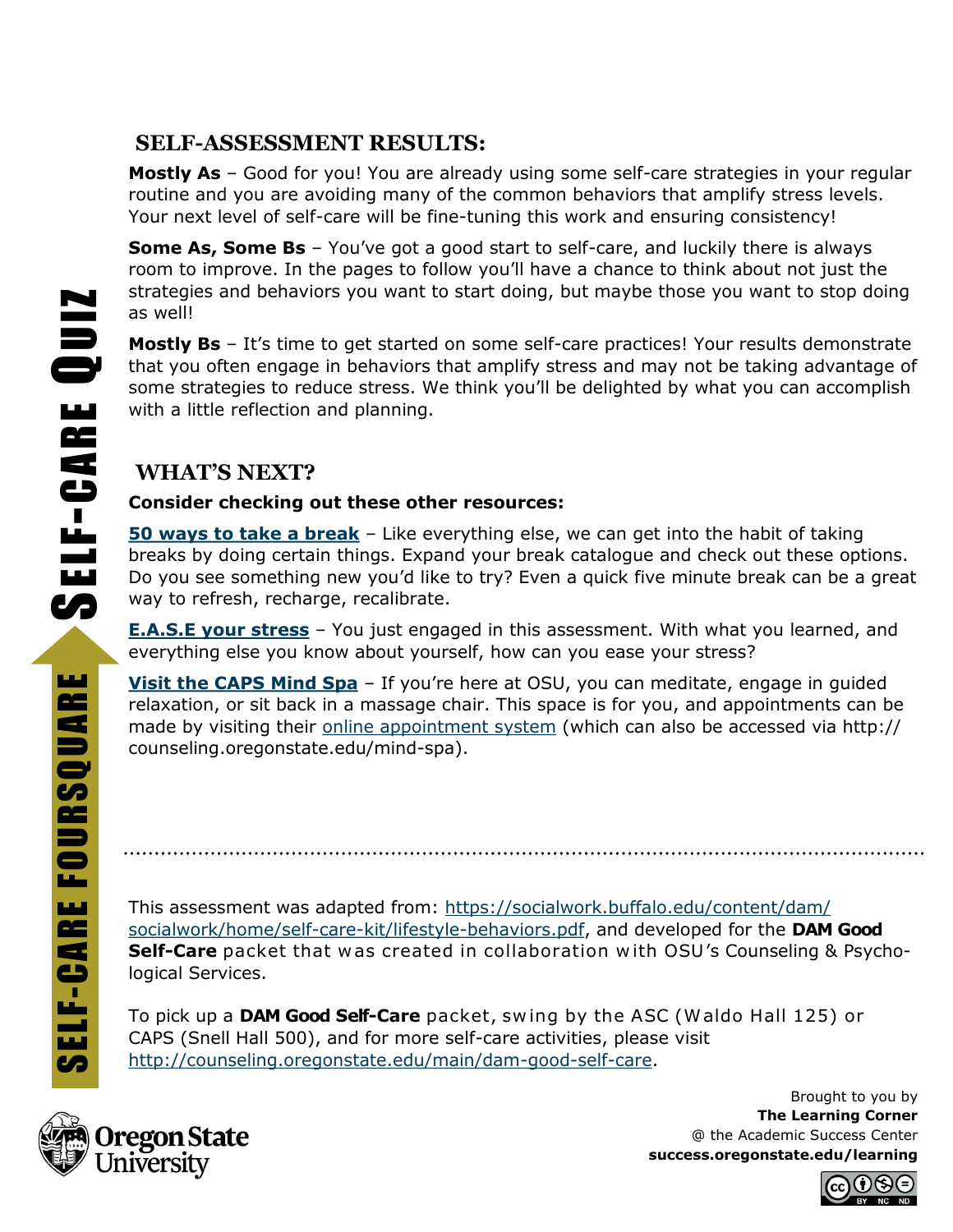## SELF-ASSESSMENT RESULTS:

**Mostly As** – Good for you! You are already using some self-care strategies in your regular routine and you are avoiding many of the common behaviors that amplify stress levels. Your next level of self-care will be fine-tuning this work and ensuring consistency!

**Some As, Some Bs** – You've got a good start to self-care, and luckily there is always room to improve. In the pages to follow you'll have a chance to think about not just the strategies and behaviors you want to start doing, but maybe those you want to stop doing as well!

**Mostly Bs** – It's time to get started on some self-care practices! Your results demonstrate that you often engage in behaviors that amplify stress and may not be taking advantage of some strategies to reduce stress. We think you'll be delighted by what you can accomplish with a little reflection and planning.

## WHAT'S NEXT?

**Consider checking out these other resources:**

**50 ways to take a break** – Like everything else, we can get into the habit of taking breaks by doing certain things. Expand your break catalogue and check out these options. Do you see something new you'd like to try? Even a quick five minute break can be a great way to refresh, recharge, recalibrate.

**E.A.S.E your stress** – You just engaged in this assessment. With what you learned, and everything else you know about yourself, how can you ease your stress?

**Visit the CAPS Mind Spa** – If you're here at OSU, you can meditate, engage in guided relaxation, or sit back in a massage chair. This space is for you, and appointments can be made by visiting their online appointment system (which can also be accessed via http://counseling.oregonstate.edu/mind-spa).

---

This assessment was adapted from: https://socialwork.buffalo.edu/content/dam/socialwork/home/self-care-kit/lifestyle-behaviors.pdf, and developed for the **DAM Good Self-Care** packet that was created in collaboration with OSU's Counseling & Psychological Services.

To pick up a **DAM Good Self-Care** packet, swing by the ASC (Waldo Hall 125) or CAPS (Snell Hall 500), and for more self-care activities, please visit http://counseling.oregonstate.edu/main/dam-good-self-care.

SELF-CARE FOURSQUARE

SELF-CARE QUIZ

Oregon State University

Brought to you by
**The Learning Corner**
@ the Academic Success Center
**success.oregonstate.edu/learning**

CC BY NC ND